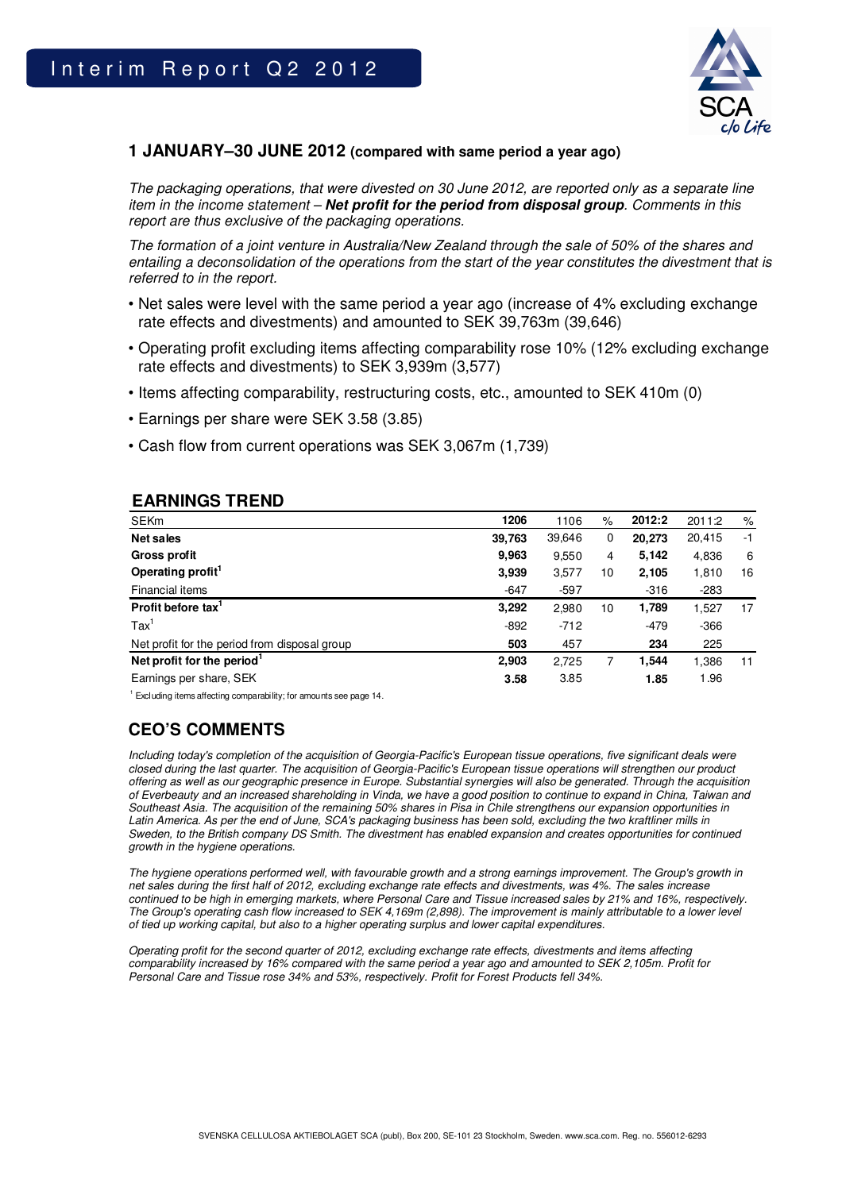# Interim Report Q2 2012

## 1 JANUARY–30 JUNE 2012 (compared with same period a year ago)

*The packaging operations, that were divested on 30 June 2012, are reported only as a separate line item in the income statement – **Net profit for the period from disposal group**. Comments in this report are thus exclusive of the packaging operations.*

*The formation of a joint venture in Australia/New Zealand through the sale of 50% of the shares and entailing a deconsolidation of the operations from the start of the year constitutes the divestment that is referred to in the report.*

- Net sales were level with the same period a year ago (increase of 4% excluding exchange rate effects and divestments) and amounted to SEK 39,763m (39,646)
- Operating profit excluding items affecting comparability rose 10% (12% excluding exchange rate effects and divestments) to SEK 3,939m (3,577)
- Items affecting comparability, restructuring costs, etc., amounted to SEK 410m (0)
- Earnings per share were SEK 3.58 (3.85)
- Cash flow from current operations was SEK 3,067m (1,739)

## EARNINGS TREND

| SEKm | 1206 | 1106 | % | 2012:2 | 2011:2 | % |
|---|---|---|---|---|---|---|
| **Net sales** | **39,763** | 39,646 | 0 | **20,273** | 20,415 | -1 |
| **Gross profit** | **9,963** | 9,550 | 4 | **5,142** | 4,836 | 6 |
| **Operating profit**[1] | **3,939** | 3,577 | 10 | **2,105** | 1,810 | 16 |
| Financial items | -647 | -597 | | -316 | -283 | |
| **Profit before tax**[1] | **3,292** | 2,980 | 10 | **1,789** | 1,527 | 17 |
| Tax[1] | -892 | -712 | | -479 | -366 | |
| Net profit for the period from disposal group | **503** | 457 | | **234** | 225 | |
| **Net profit for the period**[1] | **2,903** | 2,725 | 7 | **1,544** | 1,386 | 11 |
| Earnings per share, SEK | **3.58** | 3.85 | | **1.85** | 1.96 | |

[1] Excluding items affecting comparability; for amounts see page 14.

## CEO'S COMMENTS

*Including today's completion of the acquisition of Georgia-Pacific's European tissue operations, five significant deals were closed during the last quarter. The acquisition of Georgia-Pacific's European tissue operations will strengthen our product offering as well as our geographic presence in Europe. Substantial synergies will also be generated. Through the acquisition of Everbeauty and an increased shareholding in Vinda, we have a good position to continue to expand in China, Taiwan and Southeast Asia. The acquisition of the remaining 50% shares in Pisa in Chile strengthens our expansion opportunities in Latin America. As per the end of June, SCA's packaging business has been sold, excluding the two kraftliner mills in Sweden, to the British company DS Smith. The divestment has enabled expansion and creates opportunities for continued growth in the hygiene operations.*

*The hygiene operations performed well, with favourable growth and a strong earnings improvement. The Group's growth in net sales during the first half of 2012, excluding exchange rate effects and divestments, was 4%. The sales increase continued to be high in emerging markets, where Personal Care and Tissue increased sales by 21% and 16%, respectively. The Group's operating cash flow increased to SEK 4,169m (2,898). The improvement is mainly attributable to a lower level of tied up working capital, but also to a higher operating surplus and lower capital expenditures.*

*Operating profit for the second quarter of 2012, excluding exchange rate effects, divestments and items affecting comparability increased by 16% compared with the same period a year ago and amounted to SEK 2,105m. Profit for Personal Care and Tissue rose 34% and 53%, respectively. Profit for Forest Products fell 34%.*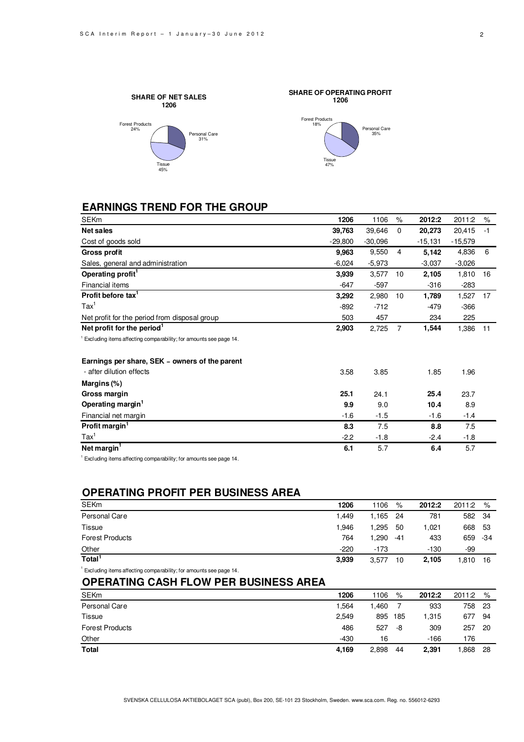**SHARE OF NET SALES 1206**

Forest Products 24%
Personal Care 31%
Tissue 45%

**SHARE OF OPERATING PROFIT 1206**

Forest Products 18%
Personal Care 35%
Tissue 47%

## EARNINGS TREND FOR THE GROUP

| SEKm | 1206 | 1106 | % | 2012:2 | 2011:2 | % |
|---|---|---|---|---|---|---|
| **Net sales** | **39,763** | 39,646 | 0 | **20,273** | 20,415 | -1 |
| Cost of goods sold | -29,800 | -30,096 | | -15,131 | -15,579 | |
| **Gross profit** | **9,963** | 9,550 | 4 | **5,142** | 4,836 | 6 |
| Sales, general and administration | -6,024 | -5,973 | | -3,037 | -3,026 | |
| **Operating profit[1]** | **3,939** | 3,577 | 10 | **2,105** | 1,810 | 16 |
| Financial items | -647 | -597 | | -316 | -283 | |
| **Profit before tax[1]** | **3,292** | 2,980 | 10 | **1,789** | 1,527 | 17 |
| Tax[1] | -892 | -712 | | -479 | -366 | |
| Net profit for the period from disposal group | 503 | 457 | | 234 | 225 | |
| **Net profit for the period[1]** | **2,903** | 2,725 | 7 | **1,544** | 1,386 | 11 |

[1] Excluding items affecting comparability; for amounts see page 14.

| | 1206 | 1106 | 2012:2 | 2011:2 |
|---|---|---|---|---|
| **Earnings per share, SEK – owners of the parent** | | | | |
| - after dilution effects | 3.58 | 3.85 | 1.85 | 1.96 |
| **Margins (%)** | | | | |
| **Gross margin** | **25.1** | 24.1 | **25.4** | 23.7 |
| **Operating margin[1]** | **9.9** | 9.0 | **10.4** | 8.9 |
| Financial net margin | -1.6 | -1.5 | -1.6 | -1.4 |
| **Profit margin[1]** | **8.3** | 7.5 | **8.8** | 7.5 |
| Tax[1] | -2.2 | -1.8 | -2.4 | -1.8 |
| **Net margin[1]** | **6.1** | 5.7 | **6.4** | 5.7 |

[1] Excluding items affecting comparability; for amounts see page 14.

## OPERATING PROFIT PER BUSINESS AREA

| SEKm | 1206 | 1106 | % | 2012:2 | 2011:2 | % |
|---|---|---|---|---|---|---|
| Personal Care | 1,449 | 1,165 | 24 | 781 | 582 | 34 |
| Tissue | 1,946 | 1,295 | 50 | 1,021 | 668 | 53 |
| Forest Products | 764 | 1,290 | -41 | 433 | 659 | -34 |
| Other | -220 | -173 | | -130 | -99 | |
| **Total[1]** | **3,939** | 3,577 | 10 | **2,105** | 1,810 | 16 |

[1] Excluding items affecting comparability; for amounts see page 14.

## OPERATING CASH FLOW PER BUSINESS AREA

| SEKm | 1206 | 1106 | % | 2012:2 | 2011:2 | % |
|---|---|---|---|---|---|---|
| Personal Care | 1,564 | 1,460 | 7 | 933 | 758 | 23 |
| Tissue | 2,549 | 895 | 185 | 1,315 | 677 | 94 |
| Forest Products | 486 | 527 | -8 | 309 | 257 | 20 |
| Other | -430 | 16 | | -166 | 176 | |
| **Total** | **4,169** | 2,898 | 44 | **2,391** | 1,868 | 28 |

SVENSKA CELLULOSA AKTIEBOLAGET SCA (publ), Box 200, SE-101 23 Stockholm, Sweden. www.sca.com. Reg. no. 556012-6293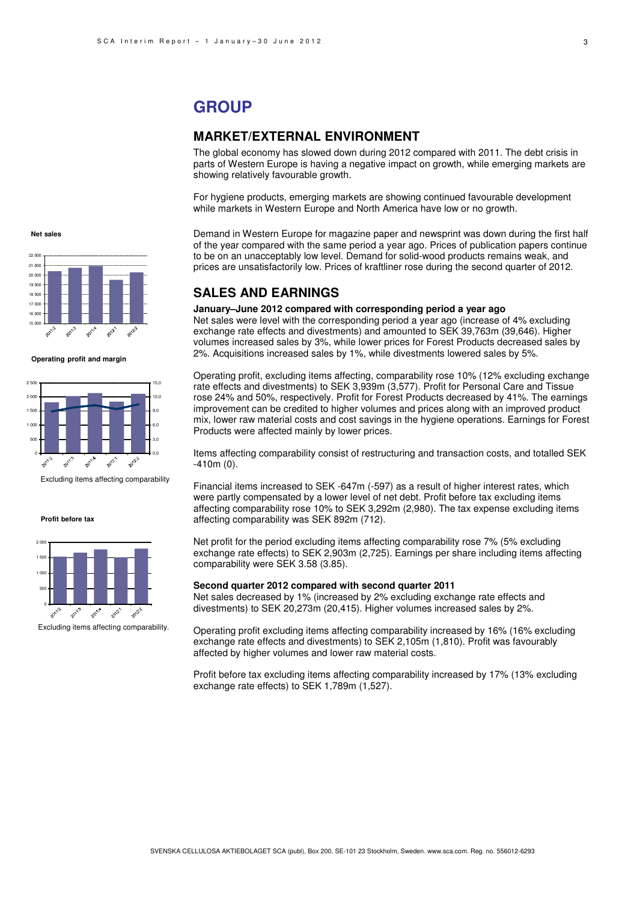// GROUP

## GROUP

## MARKET/EXTERNAL ENVIRONMENT

The global economy has slowed down during 2012 compared with 2011. The debt crisis in parts of Western Europe is having a negative impact on growth, while emerging markets are showing relatively favourable growth.

For hygiene products, emerging markets are showing continued favourable development while markets in Western Europe and North America have low or no growth.

Demand in Western Europe for magazine paper and newsprint was down during the first half of the year compared with the same period a year ago. Prices of publication papers continue to be on an unacceptably low level. Demand for solid-wood products remains weak, and prices are unsatisfactorily low. Prices of kraftliner rose during the second quarter of 2012.

## SALES AND EARNINGS

**January–June 2012 compared with corresponding period a year ago**

Net sales were level with the corresponding period a year ago (increase of 4% excluding exchange rate effects and divestments) and amounted to SEK 39,763m (39,646). Higher volumes increased sales by 3%, while lower prices for Forest Products decreased sales by 2%. Acquisitions increased sales by 1%, while divestments lowered sales by 5%.

Operating profit, excluding items affecting, comparability rose 10% (12% excluding exchange rate effects and divestments) to SEK 3,939m (3,577). Profit for Personal Care and Tissue rose 24% and 50%, respectively. Profit for Forest Products decreased by 41%. The earnings improvement can be credited to higher volumes and prices along with an improved product mix, lower raw material costs and cost savings in the hygiene operations. Earnings for Forest Products were affected mainly by lower prices.

Items affecting comparability consist of restructuring and transaction costs, and totalled SEK -410m (0).

Financial items increased to SEK -647m (-597) as a result of higher interest rates, which were partly compensated by a lower level of net debt. Profit before tax excluding items affecting comparability rose 10% to SEK 3,292m (2,980). The tax expense excluding items affecting comparability was SEK 892m (712).

Net profit for the period excluding items affecting comparability rose 7% (5% excluding exchange rate effects) to SEK 2,903m (2,725). Earnings per share including items affecting comparability were SEK 3.58 (3.85).

**Second quarter 2012 compared with second quarter 2011**

Net sales decreased by 1% (increased by 2% excluding exchange rate effects and divestments) to SEK 20,273m (20,415). Higher volumes increased sales by 2%.

Operating profit excluding items affecting comparability increased by 16% (16% excluding exchange rate effects and divestments) to SEK 2,105m (1,810). Profit was favourably affected by higher volumes and lower raw material costs.

Profit before tax excluding items affecting comparability increased by 17% (13% excluding exchange rate effects) to SEK 1,789m (1,527).

**Net sales**

**Operating profit and margin**

Excluding items affecting comparability

**Profit before tax**

Excluding items affecting comparability.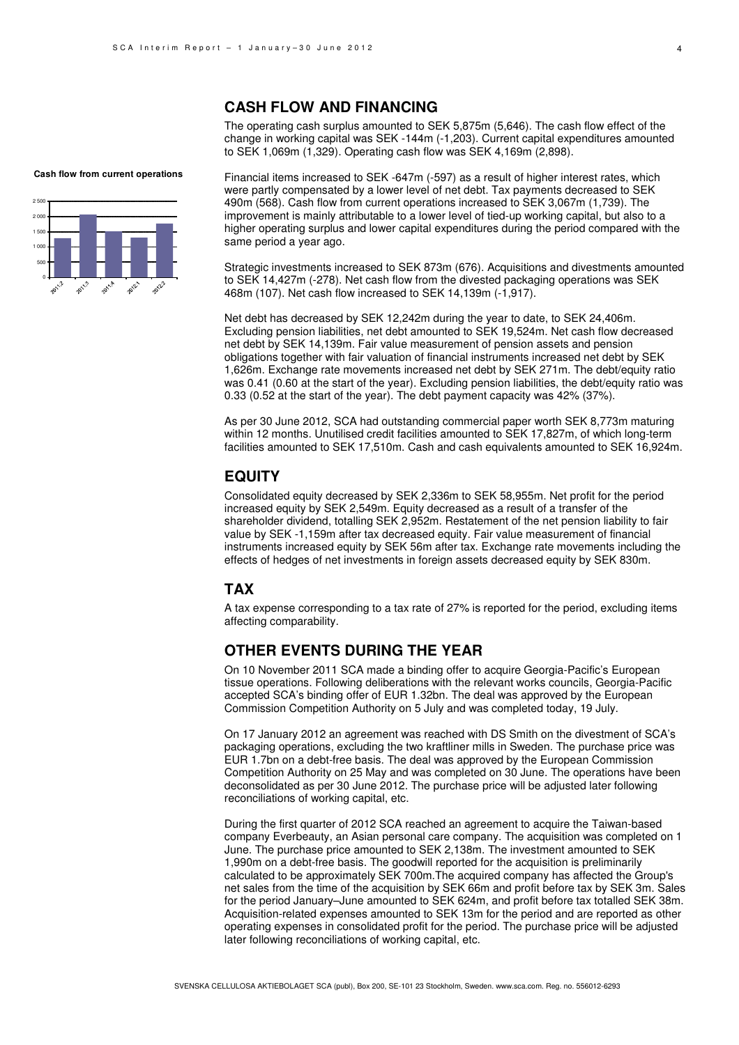## CASH FLOW AND FINANCING

The operating cash surplus amounted to SEK 5,875m (5,646). The cash flow effect of the change in working capital was SEK -144m (-1,203). Current capital expenditures amounted to SEK 1,069m (1,329). Operating cash flow was SEK 4,169m (2,898).

**Cash flow from current operations**

Financial items increased to SEK -647m (-597) as a result of higher interest rates, which were partly compensated by a lower level of net debt. Tax payments decreased to SEK 490m (568). Cash flow from current operations increased to SEK 3,067m (1,739). The improvement is mainly attributable to a lower level of tied-up working capital, but also to a higher operating surplus and lower capital expenditures during the period compared with the same period a year ago.

Strategic investments increased to SEK 873m (676). Acquisitions and divestments amounted to SEK 14,427m (-278). Net cash flow from the divested packaging operations was SEK 468m (107). Net cash flow increased to SEK 14,139m (-1,917).

Net debt has decreased by SEK 12,242m during the year to date, to SEK 24,406m. Excluding pension liabilities, net debt amounted to SEK 19,524m. Net cash flow decreased net debt by SEK 14,139m. Fair value measurement of pension assets and pension obligations together with fair valuation of financial instruments increased net debt by SEK 1,626m. Exchange rate movements increased net debt by SEK 271m. The debt/equity ratio was 0.41 (0.60 at the start of the year). Excluding pension liabilities, the debt/equity ratio was 0.33 (0.52 at the start of the year). The debt payment capacity was 42% (37%).

As per 30 June 2012, SCA had outstanding commercial paper worth SEK 8,773m maturing within 12 months. Unutilised credit facilities amounted to SEK 17,827m, of which long-term facilities amounted to SEK 17,510m. Cash and cash equivalents amounted to SEK 16,924m.

## EQUITY

Consolidated equity decreased by SEK 2,336m to SEK 58,955m. Net profit for the period increased equity by SEK 2,549m. Equity decreased as a result of a transfer of the shareholder dividend, totalling SEK 2,952m. Restatement of the net pension liability to fair value by SEK -1,159m after tax decreased equity. Fair value measurement of financial instruments increased equity by SEK 56m after tax. Exchange rate movements including the effects of hedges of net investments in foreign assets decreased equity by SEK 830m.

## TAX

A tax expense corresponding to a tax rate of 27% is reported for the period, excluding items affecting comparability.

## OTHER EVENTS DURING THE YEAR

On 10 November 2011 SCA made a binding offer to acquire Georgia-Pacific's European tissue operations. Following deliberations with the relevant works councils, Georgia-Pacific accepted SCA's binding offer of EUR 1.32bn. The deal was approved by the European Commission Competition Authority on 5 July and was completed today, 19 July.

On 17 January 2012 an agreement was reached with DS Smith on the divestment of SCA's packaging operations, excluding the two kraftliner mills in Sweden. The purchase price was EUR 1.7bn on a debt-free basis. The deal was approved by the European Commission Competition Authority on 25 May and was completed on 30 June. The operations have been deconsolidated as per 30 June 2012. The purchase price will be adjusted later following reconciliations of working capital, etc.

During the first quarter of 2012 SCA reached an agreement to acquire the Taiwan-based company Everbeauty, an Asian personal care company. The acquisition was completed on 1 June. The purchase price amounted to SEK 2,138m. The investment amounted to SEK 1,990m on a debt-free basis. The goodwill reported for the acquisition is preliminarily calculated to be approximately SEK 700m.The acquired company has affected the Group's net sales from the time of the acquisition by SEK 66m and profit before tax by SEK 3m. Sales for the period January–June amounted to SEK 624m, and profit before tax totalled SEK 38m. Acquisition-related expenses amounted to SEK 13m for the period and are reported as other operating expenses in consolidated profit for the period. The purchase price will be adjusted later following reconciliations of working capital, etc.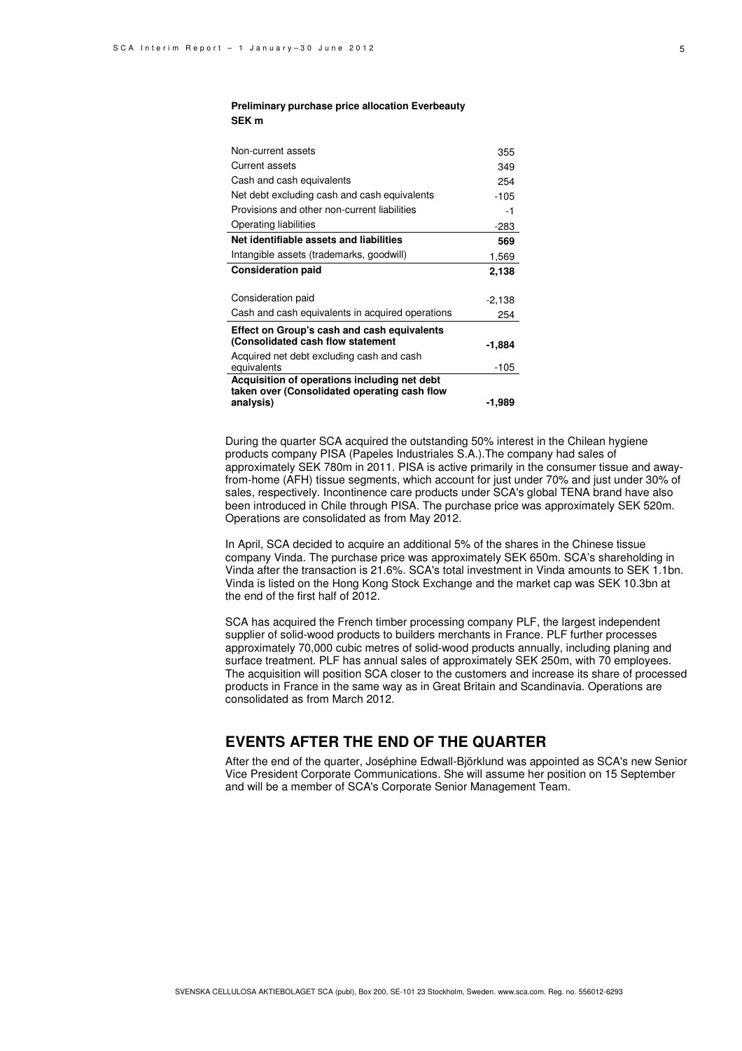**Preliminary purchase price allocation Everbeauty**
**SEK m**

| | |
|---|---|
| Non-current assets | 355 |
| Current assets | 349 |
| Cash and cash equivalents | 254 |
| Net debt excluding cash and cash equivalents | -105 |
| Provisions and other non-current liabilities | -1 |
| Operating liabilities | -283 |
| **Net identifiable assets and liabilities** | **569** |
| Intangible assets (trademarks, goodwill) | 1,569 |
| **Consideration paid** | **2,138** |
| | |
| Consideration paid | -2,138 |
| Cash and cash equivalents in acquired operations | 254 |
| **Effect on Group's cash and cash equivalents (Consolidated cash flow statement** | **-1,884** |
| Acquired net debt excluding cash and cash equivalents | -105 |
| **Acquisition of operations including net debt taken over (Consolidated operating cash flow analysis)** | **-1,989** |

During the quarter SCA acquired the outstanding 50% interest in the Chilean hygiene products company PISA (Papeles Industriales S.A.).The company had sales of approximately SEK 780m in 2011. PISA is active primarily in the consumer tissue and away-from-home (AFH) tissue segments, which account for just under 70% and just under 30% of sales, respectively. Incontinence care products under SCA's global TENA brand have also been introduced in Chile through PISA. The purchase price was approximately SEK 520m. Operations are consolidated as from May 2012.

In April, SCA decided to acquire an additional 5% of the shares in the Chinese tissue company Vinda. The purchase price was approximately SEK 650m. SCA's shareholding in Vinda after the transaction is 21.6%. SCA's total investment in Vinda amounts to SEK 1.1bn. Vinda is listed on the Hong Kong Stock Exchange and the market cap was SEK 10.3bn at the end of the first half of 2012.

SCA has acquired the French timber processing company PLF, the largest independent supplier of solid-wood products to builders merchants in France. PLF further processes approximately 70,000 cubic metres of solid-wood products annually, including planing and surface treatment. PLF has annual sales of approximately SEK 250m, with 70 employees. The acquisition will position SCA closer to the customers and increase its share of processed products in France in the same way as in Great Britain and Scandinavia. Operations are consolidated as from March 2012.

## EVENTS AFTER THE END OF THE QUARTER

After the end of the quarter, Joséphine Edwall-Björklund was appointed as SCA's new Senior Vice President Corporate Communications. She will assume her position on 15 September and will be a member of SCA's Corporate Senior Management Team.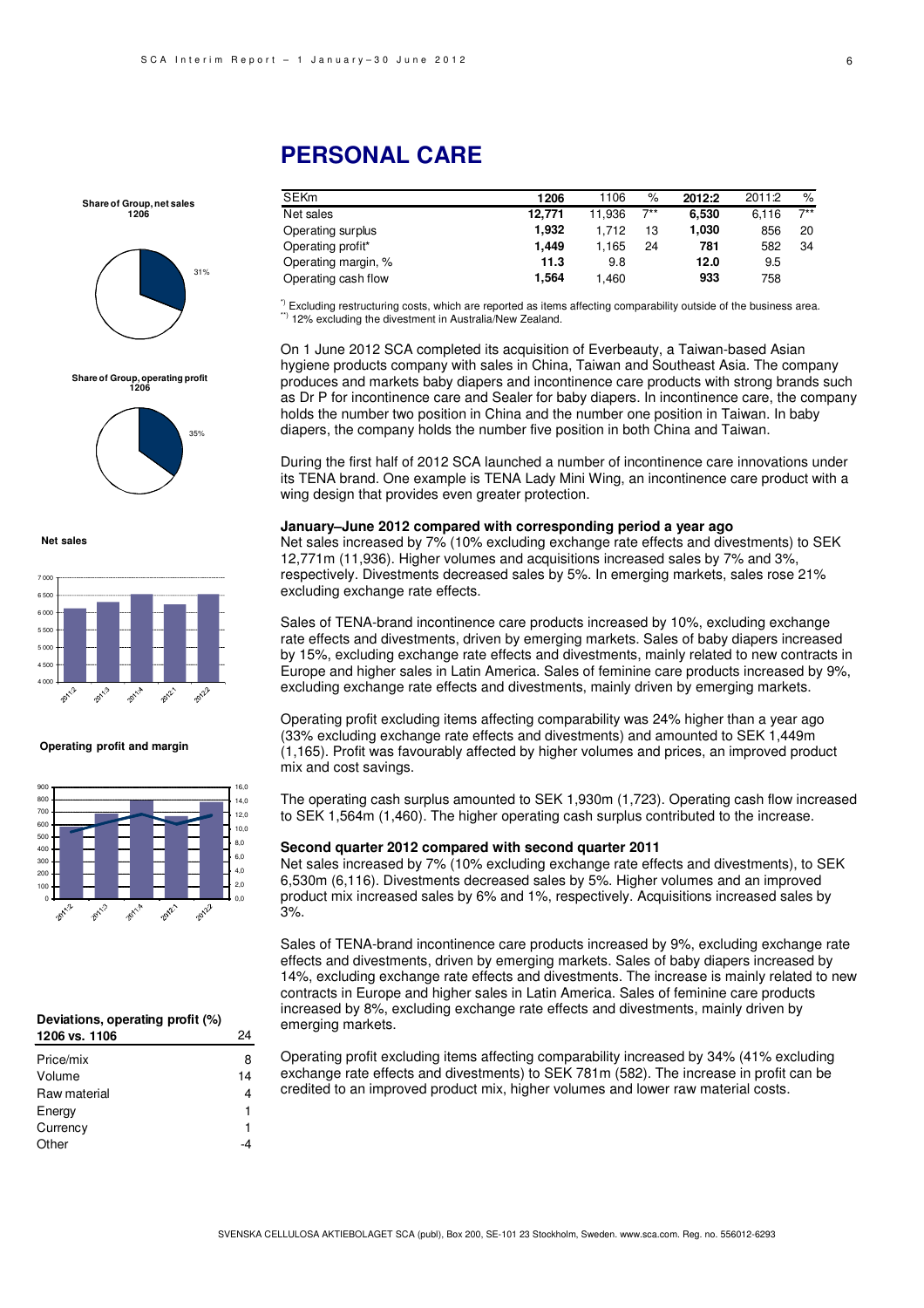# PERSONAL CARE

| SEKm | 1206 | 1106 | % | 2012:2 | 2011:2 | % |
|---|---|---|---|---|---|---|
| Net sales | **12,771** | 11,936 | 7** | **6,530** | 6,116 | 7** |
| Operating surplus | **1,932** | 1,712 | 13 | **1,030** | 856 | 20 |
| Operating profit* | **1,449** | 1,165 | 24 | **781** | 582 | 34 |
| Operating margin, % | **11.3** | 9.8 | | **12.0** | 9.5 | |
| Operating cash flow | **1,564** | 1,460 | | **933** | 758 | |

*) Excluding restructuring costs, which are reported as items affecting comparability outside of the business area.
**) 12% excluding the divestment in Australia/New Zealand.

**Share of Group, net sales 1206**

31%

**Share of Group, operating profit 1206**

35%

**Net sales**

**Operating profit and margin**

On 1 June 2012 SCA completed its acquisition of Everbeauty, a Taiwan-based Asian hygiene products company with sales in China, Taiwan and Southeast Asia. The company produces and markets baby diapers and incontinence care products with strong brands such as Dr P for incontinence care and Sealer for baby diapers. In incontinence care, the company holds the number two position in China and the number one position in Taiwan. In baby diapers, the company holds the number five position in both China and Taiwan.

During the first half of 2012 SCA launched a number of incontinence care innovations under its TENA brand. One example is TENA Lady Mini Wing, an incontinence care product with a wing design that provides even greater protection.

**January–June 2012 compared with corresponding period a year ago**

Net sales increased by 7% (10% excluding exchange rate effects and divestments) to SEK 12,771m (11,936). Higher volumes and acquisitions increased sales by 7% and 3%, respectively. Divestments decreased sales by 5%. In emerging markets, sales rose 21% excluding exchange rate effects.

Sales of TENA-brand incontinence care products increased by 10%, excluding exchange rate effects and divestments, driven by emerging markets. Sales of baby diapers increased by 15%, excluding exchange rate effects and divestments, mainly related to new contracts in Europe and higher sales in Latin America. Sales of feminine care products increased by 9%, excluding exchange rate effects and divestments, mainly driven by emerging markets.

Operating profit excluding items affecting comparability was 24% higher than a year ago (33% excluding exchange rate effects and divestments) and amounted to SEK 1,449m (1,165). Profit was favourably affected by higher volumes and prices, an improved product mix and cost savings.

The operating cash surplus amounted to SEK 1,930m (1,723). Operating cash flow increased to SEK 1,564m (1,460). The higher operating cash surplus contributed to the increase.

**Second quarter 2012 compared with second quarter 2011**

Net sales increased by 7% (10% excluding exchange rate effects and divestments), to SEK 6,530m (6,116). Divestments decreased sales by 5%. Higher volumes and an improved product mix increased sales by 6% and 1%, respectively. Acquisitions increased sales by 3%.

Sales of TENA-brand incontinence care products increased by 9%, excluding exchange rate effects and divestments, driven by emerging markets. Sales of baby diapers increased by 14%, excluding exchange rate effects and divestments. The increase is mainly related to new contracts in Europe and higher sales in Latin America. Sales of feminine care products increased by 8%, excluding exchange rate effects and divestments, mainly driven by emerging markets.

Operating profit excluding items affecting comparability increased by 34% (41% excluding exchange rate effects and divestments) to SEK 781m (582). The increase in profit can be credited to an improved product mix, higher volumes and lower raw material costs.

| Deviations, operating profit (%) 1206 vs. 1106 | 24 |
|---|---|
| Price/mix | 8 |
| Volume | 14 |
| Raw material | 4 |
| Energy | 1 |
| Currency | 1 |
| Other | -4 |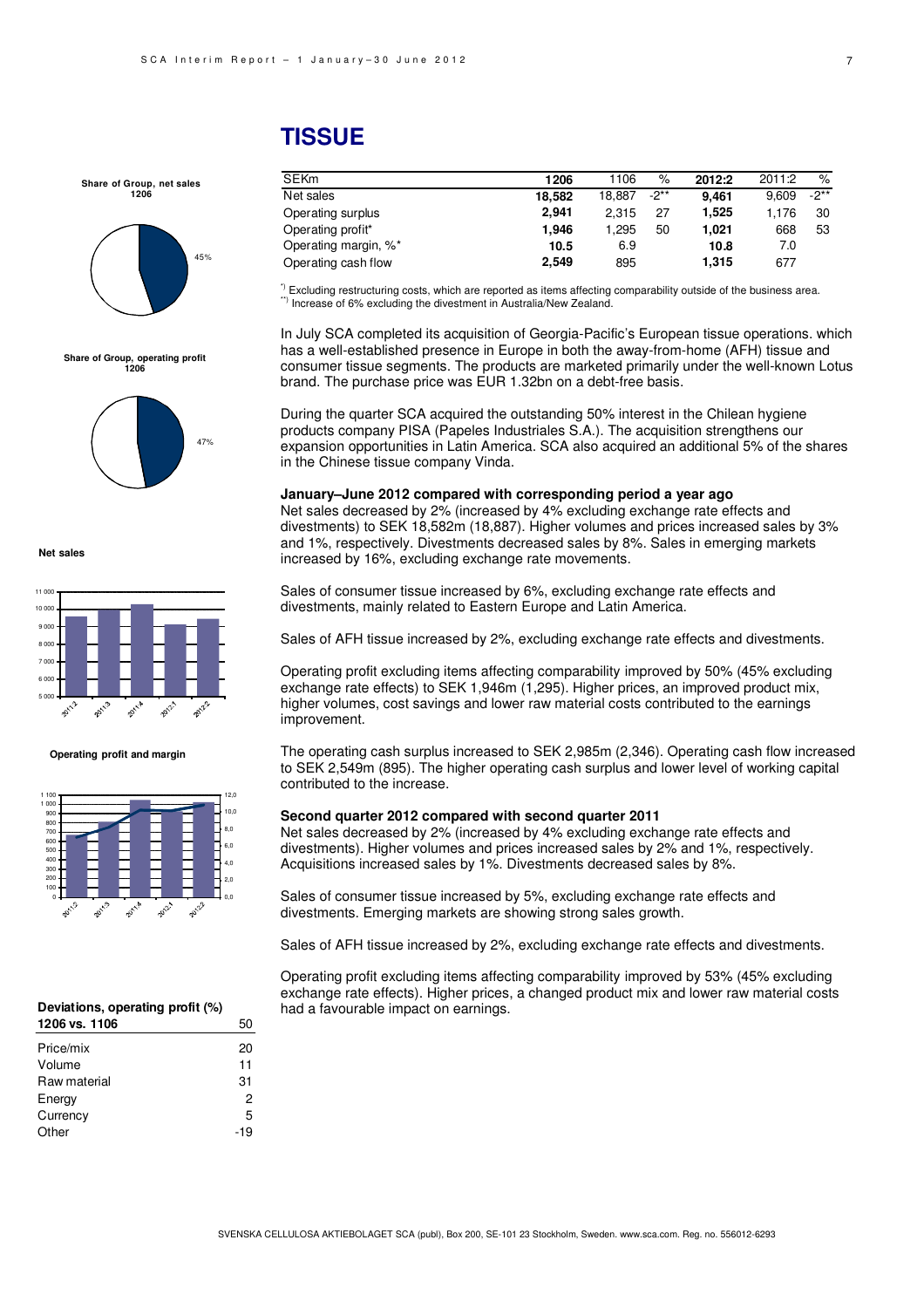# TISSUE

| SEKm | 1206 | 1106 | % | 2012:2 | 2011:2 | % |
|---|---|---|---|---|---|---|
| Net sales | **18,582** | 18,887 | -2** | **9,461** | 9,609 | -2** |
| Operating surplus | **2,941** | 2,315 | 27 | **1,525** | 1,176 | 30 |
| Operating profit* | **1,946** | 1,295 | 50 | **1,021** | 668 | 53 |
| Operating margin, %* | **10.5** | 6.9 | | **10.8** | 7.0 | |
| Operating cash flow | **2,549** | 895 | | **1,315** | 677 | |

*) Excluding restructuring costs, which are reported as items affecting comparability outside of the business area.
**) Increase of 6% excluding the divestment in Australia/New Zealand.

**Share of Group, net sales 1206**

45%

**Share of Group, operating profit 1206**

47%

**Net sales**

**Operating profit and margin**

**Deviations, operating profit (%)**

| **1206 vs. 1106** | 50 |
|---|---|
| Price/mix | 20 |
| Volume | 11 |
| Raw material | 31 |
| Energy | 2 |
| Currency | 5 |
| Other | -19 |

In July SCA completed its acquisition of Georgia-Pacific's European tissue operations. which has a well-established presence in Europe in both the away-from-home (AFH) tissue and consumer tissue segments. The products are marketed primarily under the well-known Lotus brand. The purchase price was EUR 1.32bn on a debt-free basis.

During the quarter SCA acquired the outstanding 50% interest in the Chilean hygiene products company PISA (Papeles Industriales S.A.). The acquisition strengthens our expansion opportunities in Latin America. SCA also acquired an additional 5% of the shares in the Chinese tissue company Vinda.

**January–June 2012 compared with corresponding period a year ago**

Net sales decreased by 2% (increased by 4% excluding exchange rate effects and divestments) to SEK 18,582m (18,887). Higher volumes and prices increased sales by 3% and 1%, respectively. Divestments decreased sales by 8%. Sales in emerging markets increased by 16%, excluding exchange rate movements.

Sales of consumer tissue increased by 6%, excluding exchange rate effects and divestments, mainly related to Eastern Europe and Latin America.

Sales of AFH tissue increased by 2%, excluding exchange rate effects and divestments.

Operating profit excluding items affecting comparability improved by 50% (45% excluding exchange rate effects) to SEK 1,946m (1,295). Higher prices, an improved product mix, higher volumes, cost savings and lower raw material costs contributed to the earnings improvement.

The operating cash surplus increased to SEK 2,985m (2,346). Operating cash flow increased to SEK 2,549m (895). The higher operating cash surplus and lower level of working capital contributed to the increase.

**Second quarter 2012 compared with second quarter 2011**

Net sales decreased by 2% (increased by 4% excluding exchange rate effects and divestments). Higher volumes and prices increased sales by 2% and 1%, respectively. Acquisitions increased sales by 1%. Divestments decreased sales by 8%.

Sales of consumer tissue increased by 5%, excluding exchange rate effects and divestments. Emerging markets are showing strong sales growth.

Sales of AFH tissue increased by 2%, excluding exchange rate effects and divestments.

Operating profit excluding items affecting comparability improved by 53% (45% excluding exchange rate effects). Higher prices, a changed product mix and lower raw material costs had a favourable impact on earnings.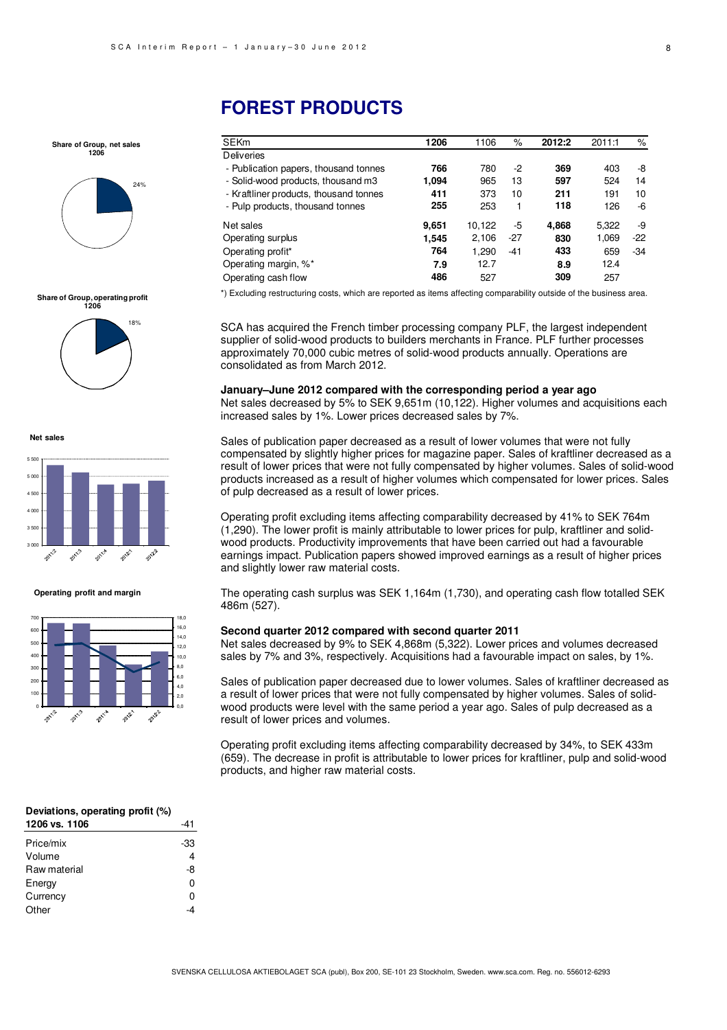# FOREST PRODUCTS

| SEKm | 1206 | 1106 | % | 2012:2 | 2011:1 | % |
|---|---|---|---|---|---|---|
| Deliveries | | | | | | |
| - Publication papers, thousand tonnes | **766** | 780 | -2 | **369** | 403 | -8 |
| - Solid-wood products, thousand m3 | **1,094** | 965 | 13 | **597** | 524 | 14 |
| - Kraftliner products, thousand tonnes | **411** | 373 | 10 | **211** | 191 | 10 |
| - Pulp products, thousand tonnes | **255** | 253 | 1 | **118** | 126 | -6 |
| Net sales | **9,651** | 10,122 | -5 | **4,868** | 5,322 | -9 |
| Operating surplus | **1,545** | 2,106 | -27 | **830** | 1,069 | -22 |
| Operating profit* | **764** | 1,290 | -41 | **433** | 659 | -34 |
| Operating margin, %* | **7.9** | 12.7 | | **8.9** | 12.4 | |
| Operating cash flow | **486** | 527 | | **309** | 257 | |

*) Excluding restructuring costs, which are reported as items affecting comparability outside of the business area.

**Share of Group, net sales 1206**

24%

**Share of Group, operating profit 1206**

18%

**Net sales**

**Operating profit and margin**

SCA has acquired the French timber processing company PLF, the largest independent supplier of solid-wood products to builders merchants in France. PLF further processes approximately 70,000 cubic metres of solid-wood products annually. Operations are consolidated as from March 2012.

**January–June 2012 compared with the corresponding period a year ago**

Net sales decreased by 5% to SEK 9,651m (10,122). Higher volumes and acquisitions each increased sales by 1%. Lower prices decreased sales by 7%.

Sales of publication paper decreased as a result of lower volumes that were not fully compensated by slightly higher prices for magazine paper. Sales of kraftliner decreased as a result of lower prices that were not fully compensated by higher volumes. Sales of solid-wood products increased as a result of higher volumes which compensated for lower prices. Sales of pulp decreased as a result of lower prices.

Operating profit excluding items affecting comparability decreased by 41% to SEK 764m (1,290). The lower profit is mainly attributable to lower prices for pulp, kraftliner and solid-wood products. Productivity improvements that have been carried out had a favourable earnings impact. Publication papers showed improved earnings as a result of higher prices and slightly lower raw material costs.

The operating cash surplus was SEK 1,164m (1,730), and operating cash flow totalled SEK 486m (527).

**Second quarter 2012 compared with second quarter 2011**

Net sales decreased by 9% to SEK 4,868m (5,322). Lower prices and volumes decreased sales by 7% and 3%, respectively. Acquisitions had a favourable impact on sales, by 1%.

Sales of publication paper decreased due to lower volumes. Sales of kraftliner decreased as a result of lower prices that were not fully compensated by higher volumes. Sales of solid-wood products were level with the same period a year ago. Sales of pulp decreased as a result of lower prices and volumes.

Operating profit excluding items affecting comparability decreased by 34%, to SEK 433m (659). The decrease in profit is attributable to lower prices for kraftliner, pulp and solid-wood products, and higher raw material costs.

| Deviations, operating profit (%) 1206 vs. 1106 | -41 |
|---|---|
| Price/mix | -33 |
| Volume | 4 |
| Raw material | -8 |
| Energy | 0 |
| Currency | 0 |
| Other | -4 |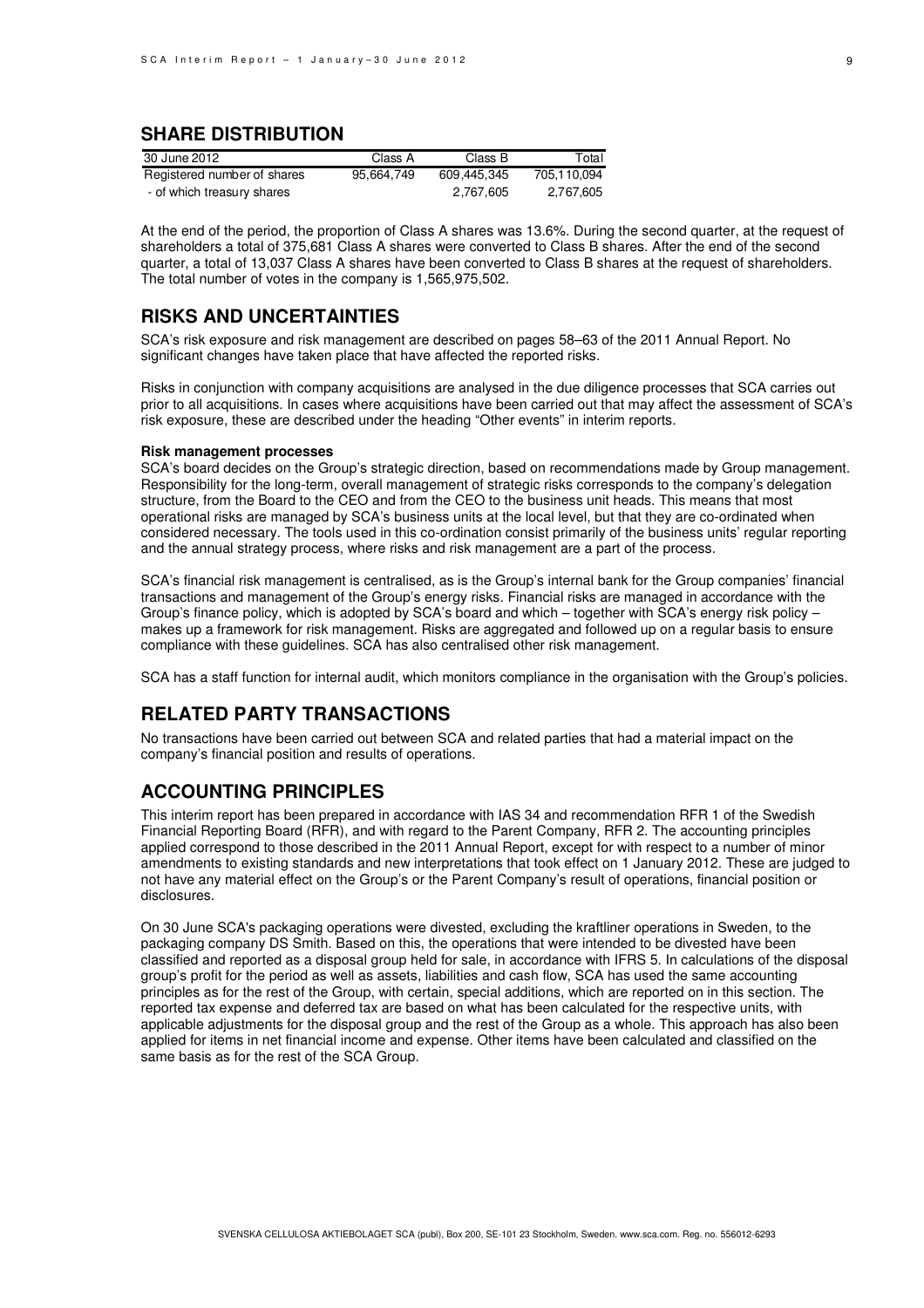## SHARE DISTRIBUTION

| 30 June 2012 | Class A | Class B | Total |
|---|---|---|---|
| Registered number of shares | 95,664,749 | 609,445,345 | 705,110,094 |
| - of which treasury shares | | 2,767,605 | 2,767,605 |

At the end of the period, the proportion of Class A shares was 13.6%. During the second quarter, at the request of shareholders a total of 375,681 Class A shares were converted to Class B shares. After the end of the second quarter, a total of 13,037 Class A shares have been converted to Class B shares at the request of shareholders. The total number of votes in the company is 1,565,975,502.

## RISKS AND UNCERTAINTIES

SCA's risk exposure and risk management are described on pages 58–63 of the 2011 Annual Report. No significant changes have taken place that have affected the reported risks.

Risks in conjunction with company acquisitions are analysed in the due diligence processes that SCA carries out prior to all acquisitions. In cases where acquisitions have been carried out that may affect the assessment of SCA's risk exposure, these are described under the heading "Other events" in interim reports.

**Risk management processes**

SCA's board decides on the Group's strategic direction, based on recommendations made by Group management. Responsibility for the long-term, overall management of strategic risks corresponds to the company's delegation structure, from the Board to the CEO and from the CEO to the business unit heads. This means that most operational risks are managed by SCA's business units at the local level, but that they are co-ordinated when considered necessary. The tools used in this co-ordination consist primarily of the business units' regular reporting and the annual strategy process, where risks and risk management are a part of the process.

SCA's financial risk management is centralised, as is the Group's internal bank for the Group companies' financial transactions and management of the Group's energy risks. Financial risks are managed in accordance with the Group's finance policy, which is adopted by SCA's board and which – together with SCA's energy risk policy – makes up a framework for risk management. Risks are aggregated and followed up on a regular basis to ensure compliance with these guidelines. SCA has also centralised other risk management.

SCA has a staff function for internal audit, which monitors compliance in the organisation with the Group's policies.

## RELATED PARTY TRANSACTIONS

No transactions have been carried out between SCA and related parties that had a material impact on the company's financial position and results of operations.

## ACCOUNTING PRINCIPLES

This interim report has been prepared in accordance with IAS 34 and recommendation RFR 1 of the Swedish Financial Reporting Board (RFR), and with regard to the Parent Company, RFR 2. The accounting principles applied correspond to those described in the 2011 Annual Report, except for with respect to a number of minor amendments to existing standards and new interpretations that took effect on 1 January 2012. These are judged to not have any material effect on the Group's or the Parent Company's result of operations, financial position or disclosures.

On 30 June SCA's packaging operations were divested, excluding the kraftliner operations in Sweden, to the packaging company DS Smith. Based on this, the operations that were intended to be divested have been classified and reported as a disposal group held for sale, in accordance with IFRS 5. In calculations of the disposal group's profit for the period as well as assets, liabilities and cash flow, SCA has used the same accounting principles as for the rest of the Group, with certain, special additions, which are reported on in this section. The reported tax expense and deferred tax are based on what has been calculated for the respective units, with applicable adjustments for the disposal group and the rest of the Group as a whole. This approach has also been applied for items in net financial income and expense. Other items have been calculated and classified on the same basis as for the rest of the SCA Group.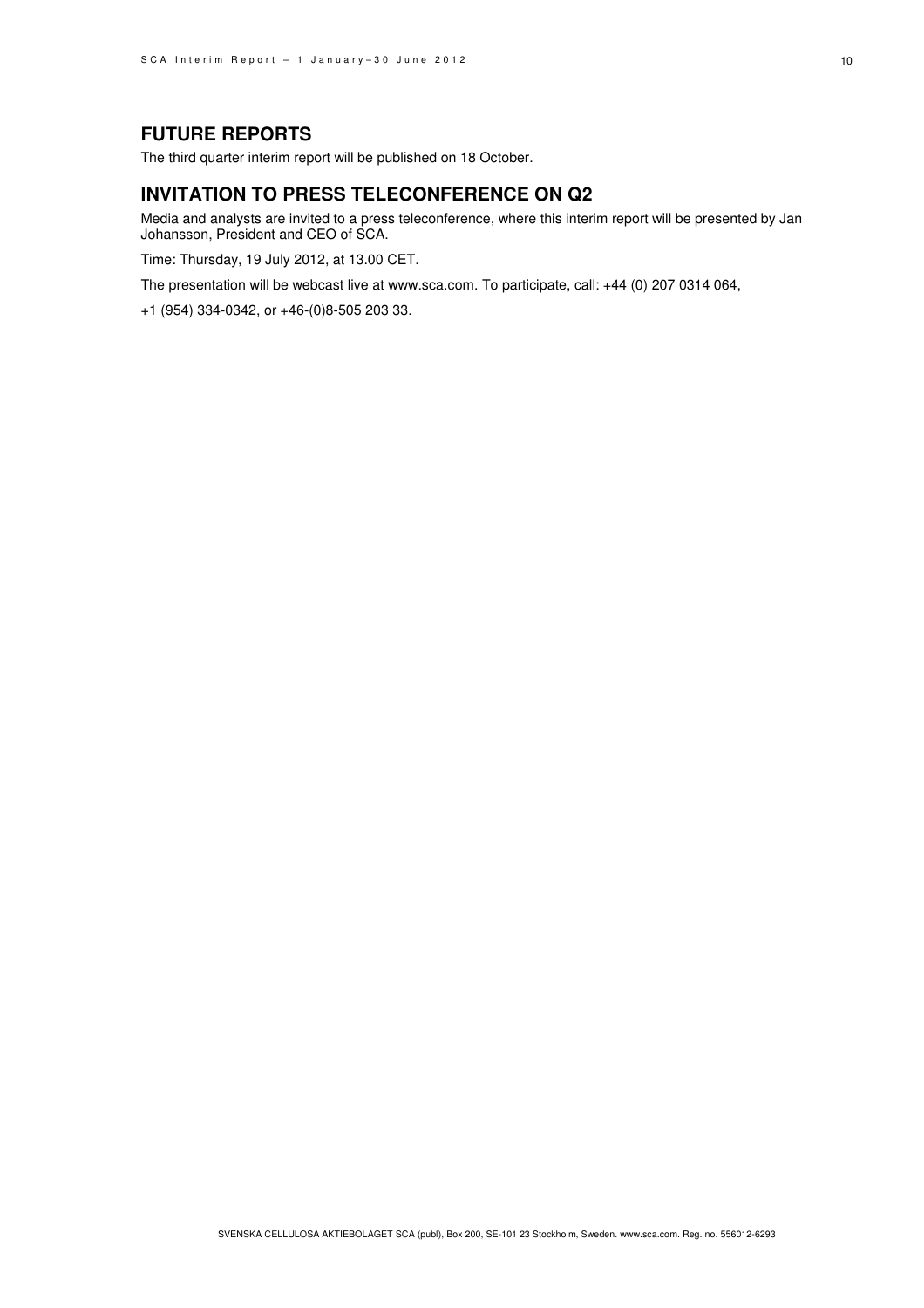## FUTURE REPORTS

The third quarter interim report will be published on 18 October.

## INVITATION TO PRESS TELECONFERENCE ON Q2

Media and analysts are invited to a press teleconference, where this interim report will be presented by Jan Johansson, President and CEO of SCA.

Time: Thursday, 19 July 2012, at 13.00 CET.

The presentation will be webcast live at www.sca.com. To participate, call: +44 (0) 207 0314 064,

+1 (954) 334-0342, or +46-(0)8-505 203 33.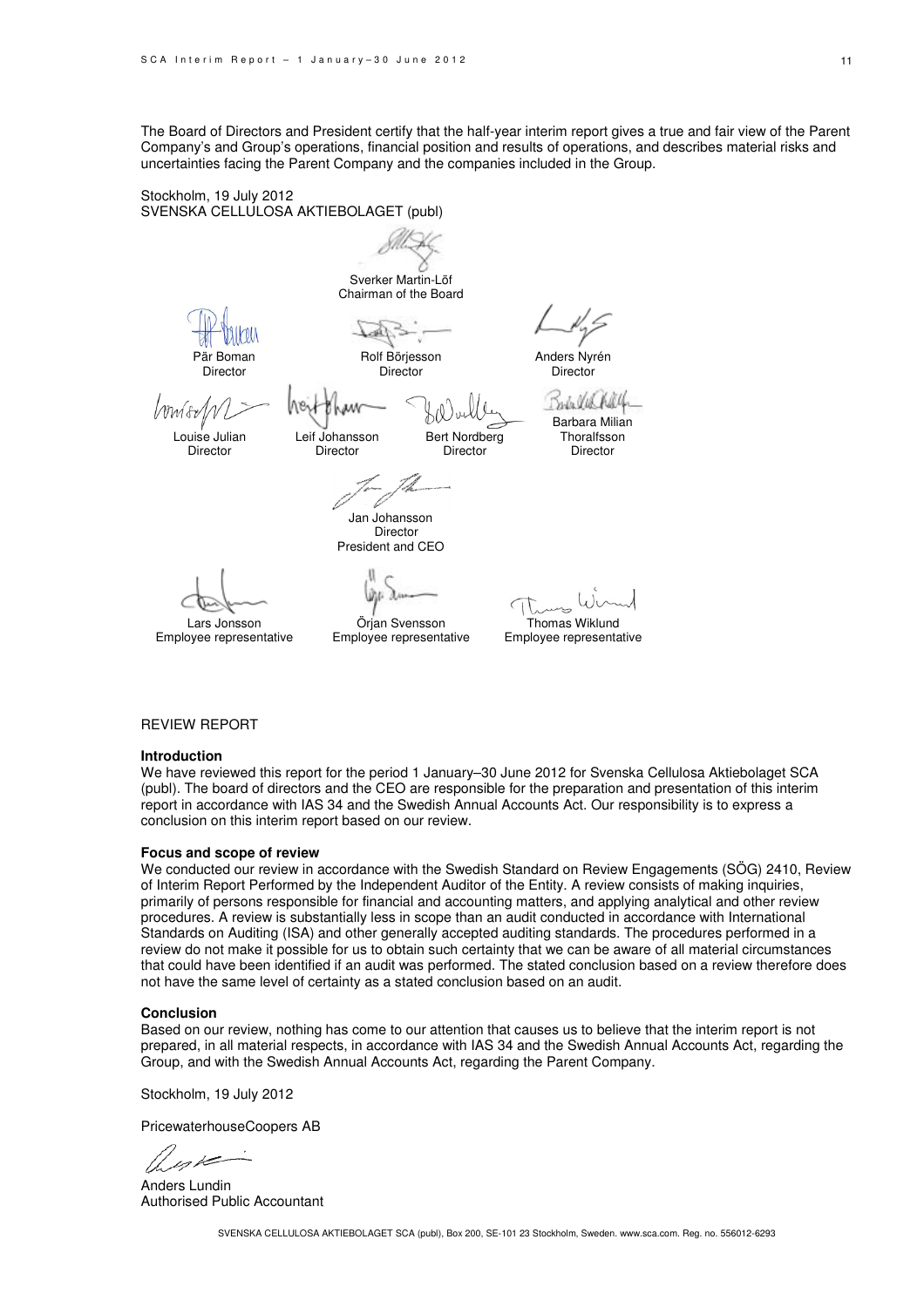The Board of Directors and President certify that the half-year interim report gives a true and fair view of the Parent Company's and Group's operations, financial position and results of operations, and describes material risks and uncertainties facing the Parent Company and the companies included in the Group.

Stockholm, 19 July 2012
SVENSKA CELLULOSA AKTIEBOLAGET (publ)

Sverker Martin-Löf
Chairman of the Board

Pär Boman
Director

Rolf Börjesson
Director

Anders Nyrén
Director

Louise Julian
Director

Leif Johansson
Director

Bert Nordberg
Director

Barbara Milian Thoralfsson
Director

Jan Johansson
Director
President and CEO

Lars Jonsson
Employee representative

Örjan Svensson
Employee representative

Thomas Wiklund
Employee representative

## REVIEW REPORT

**Introduction**

We have reviewed this report for the period 1 January–30 June 2012 for Svenska Cellulosa Aktiebolaget SCA (publ). The board of directors and the CEO are responsible for the preparation and presentation of this interim report in accordance with IAS 34 and the Swedish Annual Accounts Act. Our responsibility is to express a conclusion on this interim report based on our review.

**Focus and scope of review**

We conducted our review in accordance with the Swedish Standard on Review Engagements (SÖG) 2410, Review of Interim Report Performed by the Independent Auditor of the Entity. A review consists of making inquiries, primarily of persons responsible for financial and accounting matters, and applying analytical and other review procedures. A review is substantially less in scope than an audit conducted in accordance with International Standards on Auditing (ISA) and other generally accepted auditing standards. The procedures performed in a review do not make it possible for us to obtain such certainty that we can be aware of all material circumstances that could have been identified if an audit was performed. The stated conclusion based on a review therefore does not have the same level of certainty as a stated conclusion based on an audit.

**Conclusion**

Based on our review, nothing has come to our attention that causes us to believe that the interim report is not prepared, in all material respects, in accordance with IAS 34 and the Swedish Annual Accounts Act, regarding the Group, and with the Swedish Annual Accounts Act, regarding the Parent Company.

Stockholm, 19 July 2012

PricewaterhouseCoopers AB

Anders Lundin
Authorised Public Accountant

SVENSKA CELLULOSA AKTIEBOLAGET SCA (publ), Box 200, SE-101 23 Stockholm, Sweden. www.sca.com. Reg. no. 556012-6293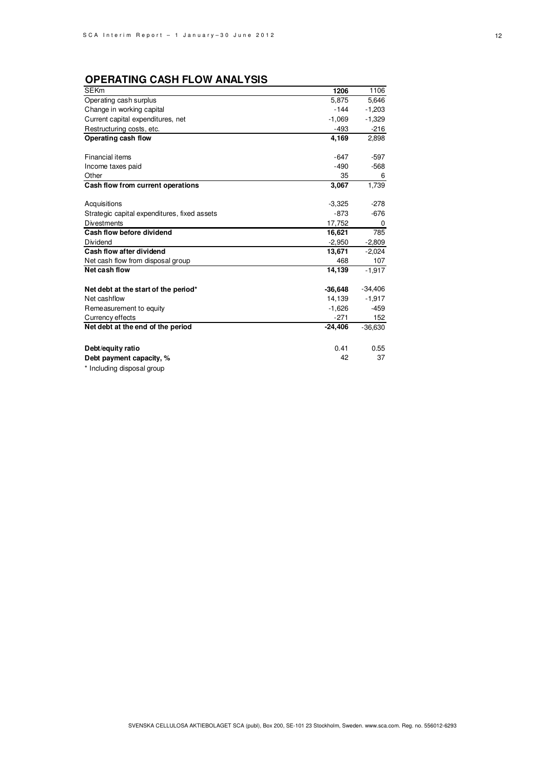## OPERATING CASH FLOW ANALYSIS

| SEKm | 1206 | 1106 |
|---|---|---|
| Operating cash surplus | 5,875 | 5,646 |
| Change in working capital | -144 | -1,203 |
| Current capital expenditures, net | -1,069 | -1,329 |
| Restructuring costs, etc. | -493 | -216 |
| **Operating cash flow** | **4,169** | 2,898 |
| | | |
| Financial items | -647 | -597 |
| Income taxes paid | -490 | -568 |
| Other | 35 | 6 |
| **Cash flow from current operations** | **3,067** | 1,739 |
| | | |
| Acquisitions | -3,325 | -278 |
| Strategic capital expenditures, fixed assets | -873 | -676 |
| Divestments | 17,752 | 0 |
| **Cash flow before dividend** | **16,621** | 785 |
| Dividend | -2,950 | -2,809 |
| **Cash flow after dividend** | **13,671** | -2,024 |
| Net cash flow from disposal group | 468 | 107 |
| **Net cash flow** | **14,139** | -1,917 |
| | | |
| **Net debt at the start of the period*** | **-36,648** | -34,406 |
| Net cashflow | 14,139 | -1,917 |
| Remeasurement to equity | -1,626 | -459 |
| Currency effects | -271 | 152 |
| **Net debt at the end of the period** | **-24,406** | -36,630 |
| | | |
| **Debt/equity ratio** | 0.41 | 0.55 |
| **Debt payment capacity, %** | 42 | 37 |

* Including disposal group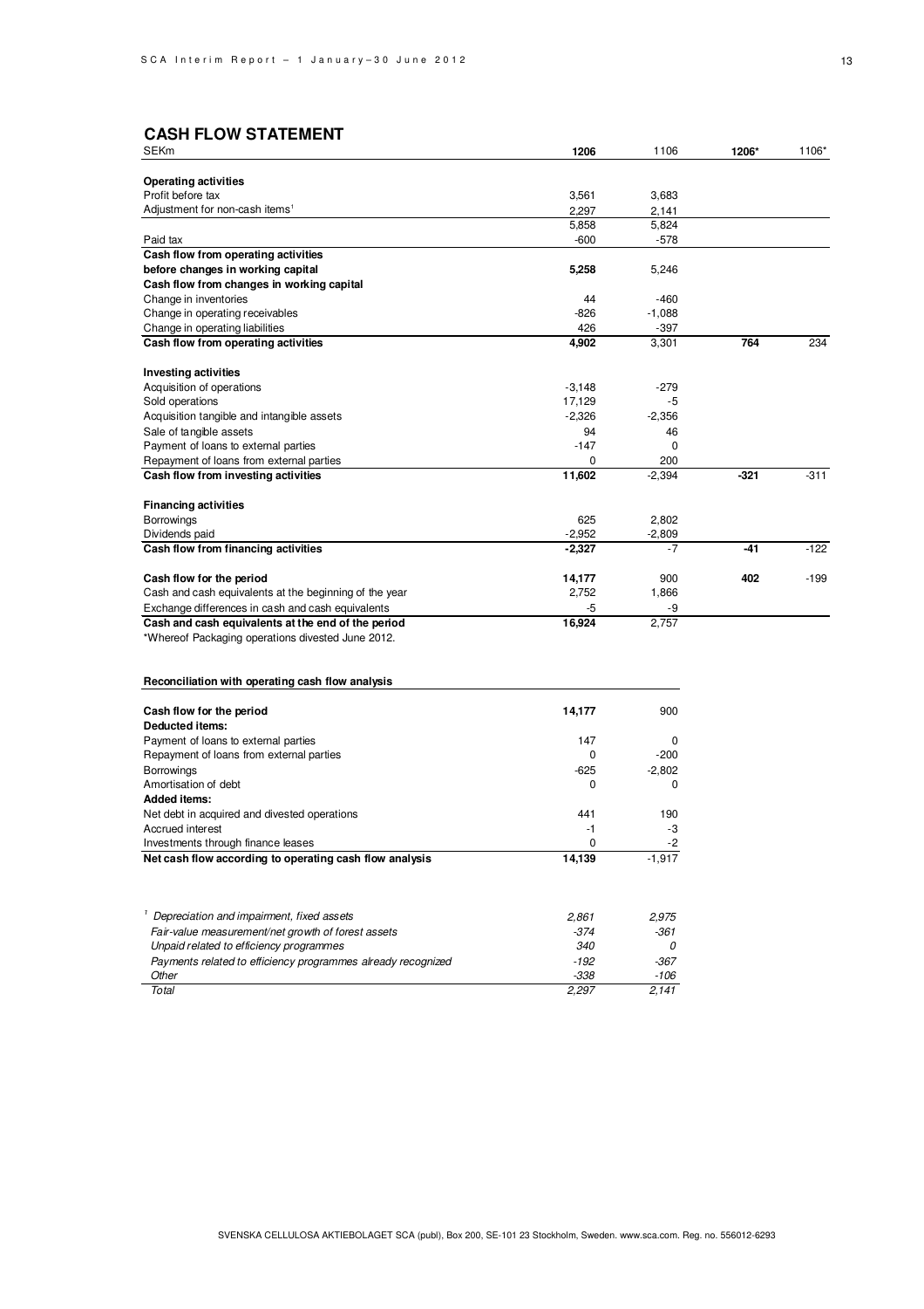## CASH FLOW STATEMENT

| SEKm | 1206 | 1106 | 1206* | 1106* |
|---|---|---|---|---|
| **Operating activities** | | | | |
| Profit before tax | 3,561 | 3,683 | | |
| Adjustment for non-cash items[1] | 2,297 | 2,141 | | |
| | 5,858 | 5,824 | | |
| Paid tax | -600 | -578 | | |
| **Cash flow from operating activities before changes in working capital** | **5,258** | 5,246 | | |
| **Cash flow from changes in working capital** | | | | |
| Change in inventories | 44 | -460 | | |
| Change in operating receivables | -826 | -1,088 | | |
| Change in operating liabilities | 426 | -397 | | |
| **Cash flow from operating activities** | **4,902** | 3,301 | **764** | 234 |
| | | | | |
| **Investing activities** | | | | |
| Acquisition of operations | -3,148 | -279 | | |
| Sold operations | 17,129 | -5 | | |
| Acquisition tangible and intangible assets | -2,326 | -2,356 | | |
| Sale of tangible assets | 94 | 46 | | |
| Payment of loans to external parties | -147 | 0 | | |
| Repayment of loans from external parties | 0 | 200 | | |
| **Cash flow from investing activities** | **11,602** | -2,394 | **-321** | -311 |
| | | | | |
| **Financing activities** | | | | |
| Borrowings | 625 | 2,802 | | |
| Dividends paid | -2,952 | -2,809 | | |
| **Cash flow from financing activities** | **-2,327** | -7 | **-41** | -122 |
| | | | | |
| **Cash flow for the period** | **14,177** | 900 | **402** | -199 |
| Cash and cash equivalents at the beginning of the year | 2,752 | 1,866 | | |
| Exchange differences in cash and cash equivalents | -5 | -9 | | |
| **Cash and cash equivalents at the end of the period** | **16,924** | 2,757 | | |

*Whereof Packaging operations divested June 2012.

**Reconciliation with operating cash flow analysis**

| | | |
|---|---|---|
| **Cash flow for the period** | **14,177** | 900 |
| **Deducted items:** | | |
| Payment of loans to external parties | 147 | 0 |
| Repayment of loans from external parties | 0 | -200 |
| Borrowings | -625 | -2,802 |
| Amortisation of debt | 0 | 0 |
| **Added items:** | | |
| Net debt in acquired and divested operations | 441 | 190 |
| Accrued interest | -1 | -3 |
| Investments through finance leases | 0 | -2 |
| **Net cash flow according to operating cash flow analysis** | **14,139** | -1,917 |

| | | |
|---|---|---|
| *[1] Depreciation and impairment, fixed assets* | *2,861* | *2,975* |
| *Fair-value measurement/net growth of forest assets* | *-374* | *-361* |
| *Unpaid related to efficiency programmes* | *340* | *0* |
| *Payments related to efficiency programmes already recognized* | *-192* | *-367* |
| *Other* | *-338* | *-106* |
| *Total* | *2,297* | *2,141* |

SVENSKA CELLULOSA AKTIEBOLAGET SCA (publ), Box 200, SE-101 23 Stockholm, Sweden. www.sca.com. Reg. no. 556012-6293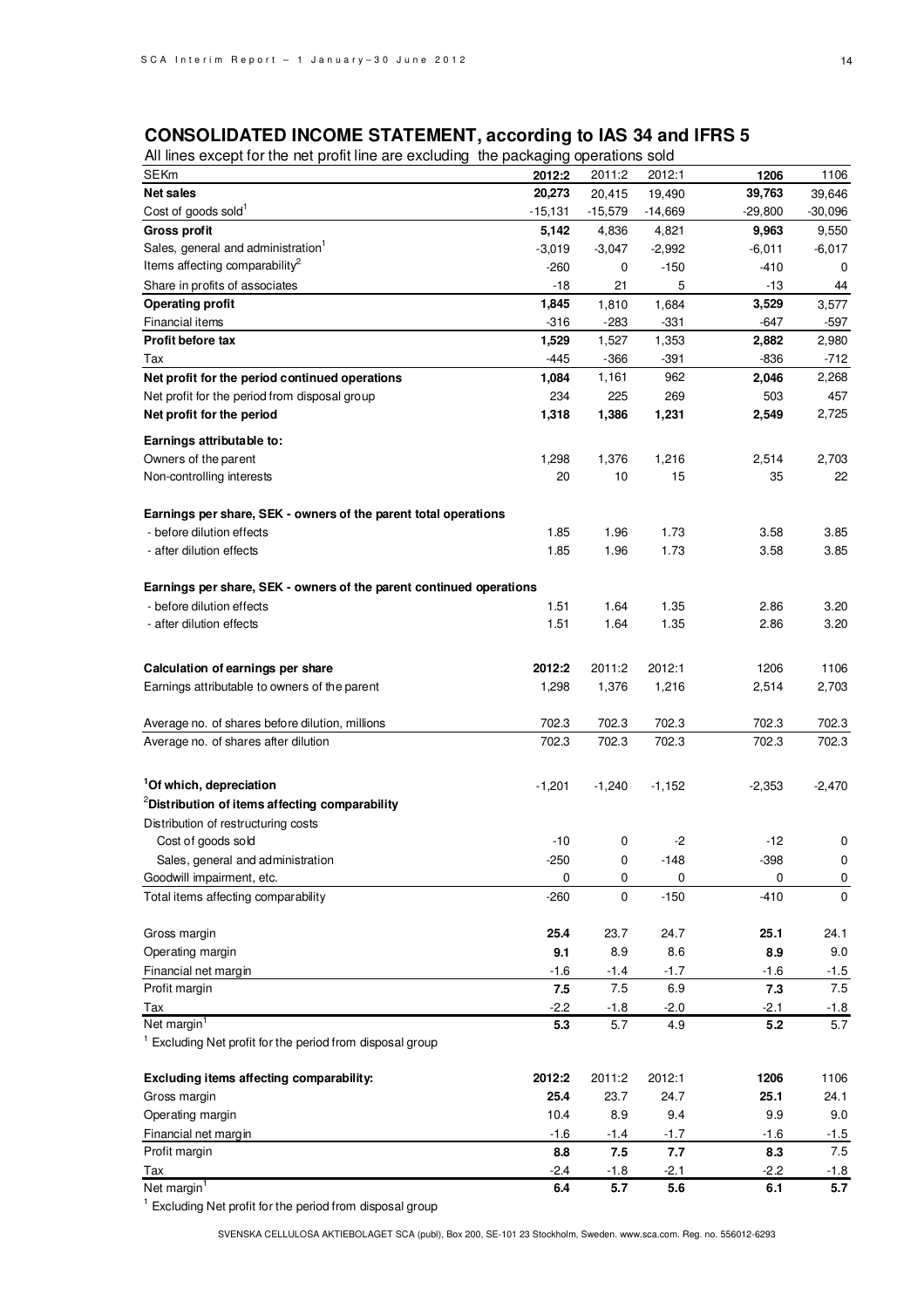## CONSOLIDATED INCOME STATEMENT, according to IAS 34 and IFRS 5

All lines except for the net profit line are excluding the packaging operations sold

| SEKm | 2012:2 | 2011:2 | 2012:1 | 1206 | 1106 |
|---|---|---|---|---|---|
| **Net sales** | **20,273** | 20,415 | 19,490 | **39,763** | 39,646 |
| Cost of goods sold[1] | -15,131 | -15,579 | -14,669 | -29,800 | -30,096 |
| **Gross profit** | **5,142** | 4,836 | 4,821 | **9,963** | 9,550 |
| Sales, general and administration[1] | -3,019 | -3,047 | -2,992 | -6,011 | -6,017 |
| Items affecting comparability[2] | -260 | 0 | -150 | -410 | 0 |
| Share in profits of associates | -18 | 21 | 5 | -13 | 44 |
| **Operating profit** | **1,845** | 1,810 | 1,684 | **3,529** | 3,577 |
| Financial items | -316 | -283 | -331 | -647 | -597 |
| **Profit before tax** | **1,529** | 1,527 | 1,353 | **2,882** | 2,980 |
| Tax | -445 | -366 | -391 | -836 | -712 |
| **Net profit for the period continued operations** | **1,084** | 1,161 | 962 | **2,046** | 2,268 |
| Net profit for the period from disposal group | 234 | 225 | 269 | 503 | 457 |
| **Net profit for the period** | **1,318** | 1,386 | 1,231 | **2,549** | 2,725 |
| | | | | | |
| **Earnings attributable to:** | | | | | |
| Owners of the parent | 1,298 | 1,376 | 1,216 | 2,514 | 2,703 |
| Non-controlling interests | 20 | 10 | 15 | 35 | 22 |
| | | | | | |
| **Earnings per share, SEK - owners of the parent total operations** | | | | | |
| - before dilution effects | 1.85 | 1.96 | 1.73 | 3.58 | 3.85 |
| - after dilution effects | 1.85 | 1.96 | 1.73 | 3.58 | 3.85 |
| | | | | | |
| **Earnings per share, SEK - owners of the parent continued operations** | | | | | |
| - before dilution effects | 1.51 | 1.64 | 1.35 | 2.86 | 3.20 |
| - after dilution effects | 1.51 | 1.64 | 1.35 | 2.86 | 3.20 |

| **Calculation of earnings per share** | **2012:2** | 2011:2 | 2012:1 | 1206 | 1106 |
|---|---|---|---|---|---|
| Earnings attributable to owners of the parent | 1,298 | 1,376 | 1,216 | 2,514 | 2,703 |
| Average no. of shares before dilution, millions | 702.3 | 702.3 | 702.3 | 702.3 | 702.3 |
| Average no. of shares after dilution | 702.3 | 702.3 | 702.3 | 702.3 | 702.3 |

| | 2012:2 | 2011:2 | 2012:1 | 1206 | 1106 |
|---|---|---|---|---|---|
| **[1]Of which, depreciation** | -1,201 | -1,240 | -1,152 | -2,353 | -2,470 |
| **[2]Distribution of items affecting comparability** | | | | | |
| Distribution of restructuring costs | | | | | |
| Cost of goods sold | -10 | 0 | -2 | -12 | 0 |
| Sales, general and administration | -250 | 0 | -148 | -398 | 0 |
| Goodwill impairment, etc. | 0 | 0 | 0 | 0 | 0 |
| Total items affecting comparability | -260 | 0 | -150 | -410 | 0 |
| | | | | | |
| Gross margin | **25.4** | 23.7 | 24.7 | **25.1** | 24.1 |
| Operating margin | **9.1** | 8.9 | 8.6 | **8.9** | 9.0 |
| Financial net margin | -1.6 | -1.4 | -1.7 | -1.6 | -1.5 |
| Profit margin | **7.5** | 7.5 | 6.9 | **7.3** | 7.5 |
| Tax | -2.2 | -1.8 | -2.0 | -2.1 | -1.8 |
| Net margin[1] | **5.3** | 5.7 | 4.9 | **5.2** | 5.7 |

[1] Excluding Net profit for the period from disposal group

| **Excluding items affecting comparability:** | **2012:2** | 2011:2 | 2012:1 | **1206** | 1106 |
|---|---|---|---|---|---|
| Gross margin | **25.4** | 23.7 | 24.7 | **25.1** | 24.1 |
| Operating margin | 10.4 | 8.9 | 9.4 | 9.9 | 9.0 |
| Financial net margin | -1.6 | -1.4 | -1.7 | -1.6 | -1.5 |
| Profit margin | **8.8** | **7.5** | **7.7** | **8.3** | 7.5 |
| Tax | -2.4 | -1.8 | -2.1 | -2.2 | -1.8 |
| Net margin[1] | **6.4** | **5.7** | **5.6** | **6.1** | **5.7** |

[1] Excluding Net profit for the period from disposal group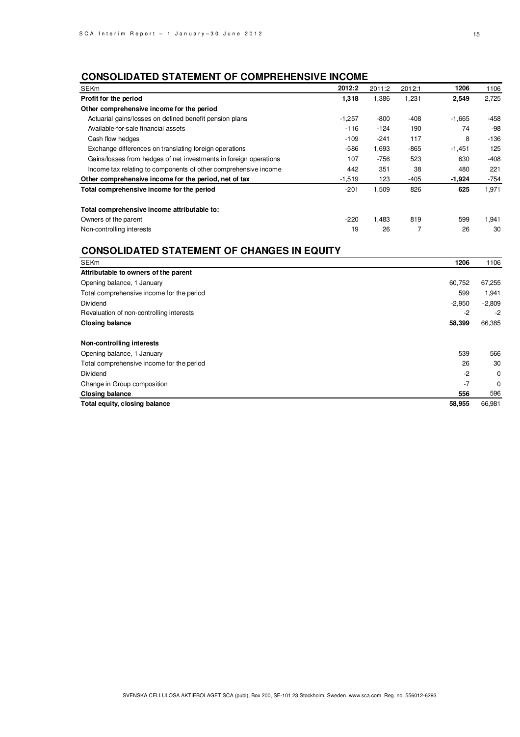## CONSOLIDATED STATEMENT OF COMPREHENSIVE INCOME

| SEKm | 2012:2 | 2011:2 | 2012:1 | 1206 | 1106 |
|---|---|---|---|---|---|
| **Profit for the period** | **1,318** | 1,386 | 1,231 | **2,549** | 2,725 |
| **Other comprehensive income for the period** | | | | | |
| Actuarial gains/losses on defined benefit pension plans | -1,257 | -800 | -408 | -1,665 | -458 |
| Available-for-sale financial assets | -116 | -124 | 190 | 74 | -98 |
| Cash flow hedges | -109 | -241 | 117 | 8 | -136 |
| Exchange differences on translating foreign operations | -586 | 1,693 | -865 | -1,451 | 125 |
| Gains/losses from hedges of net investments in foreign operations | 107 | -756 | 523 | 630 | -408 |
| Income tax relating to components of other comprehensive income | 442 | 351 | 38 | 480 | 221 |
| **Other comprehensive income for the period, net of tax** | -1,519 | 123 | -405 | **-1,924** | -754 |
| **Total comprehensive income for the period** | -201 | 1,509 | 826 | **625** | 1,971 |
| | | | | | |
| **Total comprehensive income attributable to:** | | | | | |
| Owners of the parent | -220 | 1,483 | 819 | 599 | 1,941 |
| Non-controlling interests | 19 | 26 | 7 | 26 | 30 |

## CONSOLIDATED STATEMENT OF CHANGES IN EQUITY

| SEKm | 1206 | 1106 |
|---|---|---|
| **Attributable to owners of the parent** | | |
| Opening balance, 1 January | 60,752 | 67,255 |
| Total comprehensive income for the period | 599 | 1,941 |
| Dividend | -2,950 | -2,809 |
| Revaluation of non-controlling interests | -2 | -2 |
| **Closing balance** | **58,399** | 66,385 |
| | | |
| **Non-controlling interests** | | |
| Opening balance, 1 January | 539 | 566 |
| Total comprehensive income for the period | 26 | 30 |
| Dividend | -2 | 0 |
| Change in Group composition | -7 | 0 |
| **Closing balance** | **556** | 596 |
| **Total equity, closing balance** | **58,955** | 66,981 |

SVENSKA CELLULOSA AKTIEBOLAGET SCA (publ), Box 200, SE-101 23 Stockholm, Sweden. www.sca.com. Reg. no. 556012-6293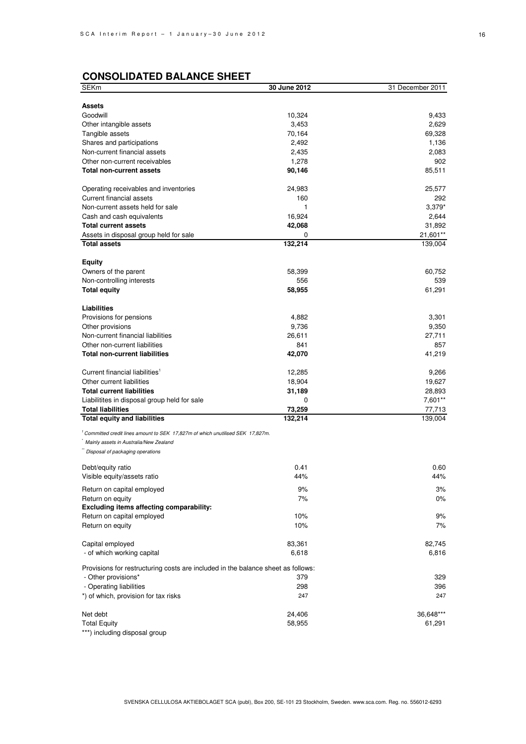## CONSOLIDATED BALANCE SHEET

| SEKm | 30 June 2012 | 31 December 2011 |
|---|---|---|
| **Assets** | | |
| Goodwill | 10,324 | 9,433 |
| Other intangible assets | 3,453 | 2,629 |
| Tangible assets | 70,164 | 69,328 |
| Shares and participations | 2,492 | 1,136 |
| Non-current financial assets | 2,435 | 2,083 |
| Other non-current receivables | 1,278 | 902 |
| **Total non-current assets** | **90,146** | 85,511 |
| | | |
| Operating receivables and inventories | 24,983 | 25,577 |
| Current financial assets | 160 | 292 |
| Non-current assets held for sale | 1 | 3,379* |
| Cash and cash equivalents | 16,924 | 2,644 |
| **Total current assets** | **42,068** | 31,892 |
| Assets in disposal group held for sale | 0 | 21,601** |
| **Total assets** | **132,214** | 139,004 |
| | | |
| **Equity** | | |
| Owners of the parent | 58,399 | 60,752 |
| Non-controlling interests | 556 | 539 |
| **Total equity** | **58,955** | 61,291 |
| | | |
| **Liabilities** | | |
| Provisions for pensions | 4,882 | 3,301 |
| Other provisions | 9,736 | 9,350 |
| Non-current financial liabilities | 26,611 | 27,711 |
| Other non-current liabilities | 841 | 857 |
| **Total non-current liabilities** | **42,070** | 41,219 |
| | | |
| Current financial liabilities[1] | 12,285 | 9,266 |
| Other current liabilities | 18,904 | 19,627 |
| **Total current liabilities** | **31,189** | 28,893 |
| Liabilitites in disposal group held for sale | 0 | 7,601** |
| **Total liabilities** | **73,259** | 77,713 |
| **Total equity and liabilities** | **132,214** | 139,004 |

*[1] Committed credit lines amount to SEK 17,827m of which unutilised SEK 17,827m.*

*\* Mainly assets in Australia/New Zealand*

*\*\* Disposal of packaging operations*

| | 30 June 2012 | 31 December 2011 |
|---|---|---|
| Debt/equity ratio | 0.41 | 0.60 |
| Visible equity/assets ratio | 44% | 44% |
| Return on capital employed | 9% | 3% |
| Return on equity | 7% | 0% |
| **Excluding items affecting comparability:** | | |
| Return on capital employed | 10% | 9% |
| Return on equity | 10% | 7% |
| | | |
| Capital employed | 83,361 | 82,745 |
| - of which working capital | 6,618 | 6,816 |
| | | |
| Provisions for restructuring costs are included in the balance sheet as follows: | | |
| - Other provisions* | 379 | 329 |
| - Operating liabilities | 298 | 396 |
| *) of which, provision for tax risks | 247 | 247 |
| | | |
| Net debt | 24,406 | 36,648*** |
| Total Equity | 58,955 | 61,291 |

***) including disposal group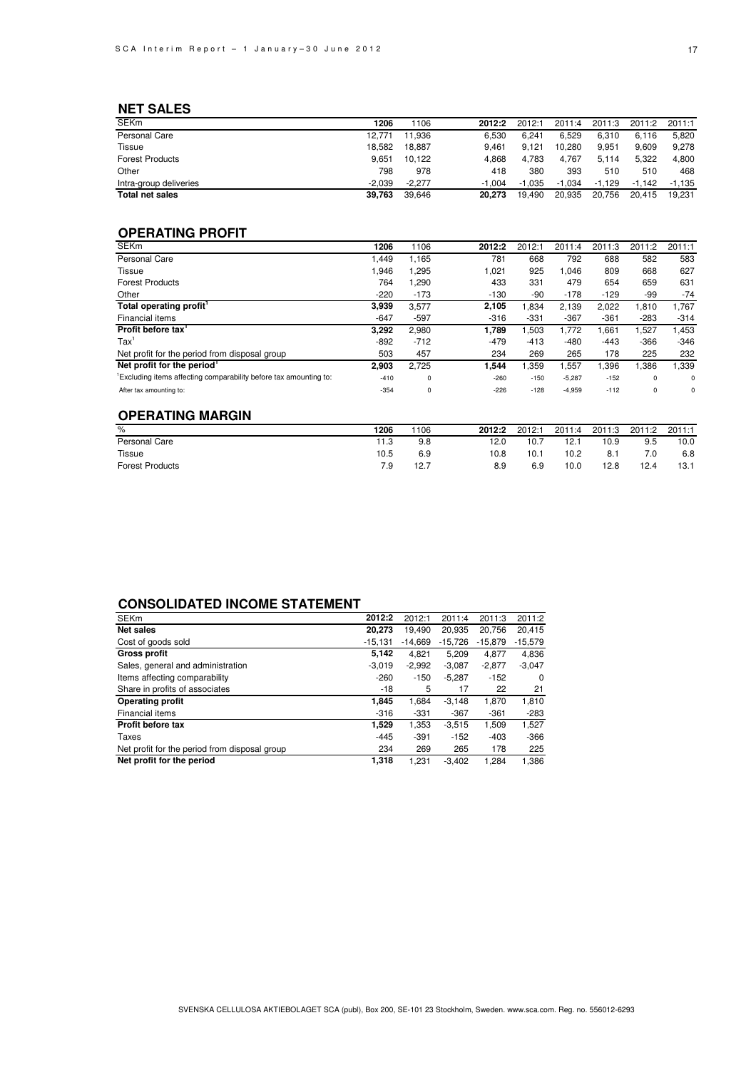## NET SALES

| SEKm | 1206 | 1106 | 2012:2 | 2012:1 | 2011:4 | 2011:3 | 2011:2 | 2011:1 |
|---|---|---|---|---|---|---|---|---|
| Personal Care | 12,771 | 11,936 | 6,530 | 6,241 | 6,529 | 6,310 | 6,116 | 5,820 |
| Tissue | 18,582 | 18,887 | 9,461 | 9,121 | 10,280 | 9,951 | 9,609 | 9,278 |
| Forest Products | 9,651 | 10,122 | 4,868 | 4,783 | 4,767 | 5,114 | 5,322 | 4,800 |
| Other | 798 | 978 | 418 | 380 | 393 | 510 | 510 | 468 |
| Intra-group deliveries | -2,039 | -2,277 | -1,004 | -1,035 | -1,034 | -1,129 | -1,142 | -1,135 |
| **Total net sales** | **39,763** | 39,646 | **20,273** | 19,490 | 20,935 | 20,756 | 20,415 | 19,231 |

## OPERATING PROFIT

| SEKm | 1206 | 1106 | 2012:2 | 2012:1 | 2011:4 | 2011:3 | 2011:2 | 2011:1 |
|---|---|---|---|---|---|---|---|---|
| Personal Care | 1,449 | 1,165 | 781 | 668 | 792 | 688 | 582 | 583 |
| Tissue | 1,946 | 1,295 | 1,021 | 925 | 1,046 | 809 | 668 | 627 |
| Forest Products | 764 | 1,290 | 433 | 331 | 479 | 654 | 659 | 631 |
| Other | -220 | -173 | -130 | -90 | -178 | -129 | -99 | -74 |
| **Total operating profit[1]** | **3,939** | 3,577 | **2,105** | 1,834 | 2,139 | 2,022 | 1,810 | 1,767 |
| Financial items | -647 | -597 | -316 | -331 | -367 | -361 | -283 | -314 |
| **Profit before tax[1]** | **3,292** | 2,980 | **1,789** | 1,503 | 1,772 | 1,661 | 1,527 | 1,453 |
| Tax[1] | -892 | -712 | -479 | -413 | -480 | -443 | -366 | -346 |
| Net profit for the period from disposal group | 503 | 457 | 234 | 269 | 265 | 178 | 225 | 232 |
| **Net profit for the period[1]** | **2,903** | 2,725 | **1,544** | 1,359 | 1,557 | 1,396 | 1,386 | 1,339 |
| [1]Excluding items affecting comparability before tax amounting to: | -410 | 0 | -260 | -150 | -5,287 | -152 | 0 | 0 |
| After tax amounting to: | -354 | 0 | -226 | -128 | -4,959 | -112 | 0 | 0 |

## OPERATING MARGIN

| % | 1206 | 1106 | 2012:2 | 2012:1 | 2011:4 | 2011:3 | 2011:2 | 2011:1 |
|---|---|---|---|---|---|---|---|---|
| Personal Care | 11.3 | 9.8 | 12.0 | 10.7 | 12.1 | 10.9 | 9.5 | 10.0 |
| Tissue | 10.5 | 6.9 | 10.8 | 10.1 | 10.2 | 8.1 | 7.0 | 6.8 |
| Forest Products | 7.9 | 12.7 | 8.9 | 6.9 | 10.0 | 12.8 | 12.4 | 13.1 |

## CONSOLIDATED INCOME STATEMENT

| SEKm | 2012:2 | 2012:1 | 2011:4 | 2011:3 | 2011:2 |
|---|---|---|---|---|---|
| **Net sales** | **20,273** | 19,490 | 20,935 | 20,756 | 20,415 |
| Cost of goods sold | -15,131 | -14,669 | -15,726 | -15,879 | -15,579 |
| **Gross profit** | **5,142** | 4,821 | 5,209 | 4,877 | 4,836 |
| Sales, general and administration | -3,019 | -2,992 | -3,087 | -2,877 | -3,047 |
| Items affecting comparability | -260 | -150 | -5,287 | -152 | 0 |
| Share in profits of associates | -18 | 5 | 17 | 22 | 21 |
| **Operating profit** | **1,845** | 1,684 | -3,148 | 1,870 | 1,810 |
| Financial items | -316 | -331 | -367 | -361 | -283 |
| **Profit before tax** | **1,529** | 1,353 | -3,515 | 1,509 | 1,527 |
| Taxes | -445 | -391 | -152 | -403 | -366 |
| Net profit for the period from disposal group | 234 | 269 | 265 | 178 | 225 |
| **Net profit for the period** | **1,318** | 1,231 | -3,402 | 1,284 | 1,386 |

SVENSKA CELLULOSA AKTIEBOLAGET SCA (publ), Box 200, SE-101 23 Stockholm, Sweden. www.sca.com. Reg. no. 556012-6293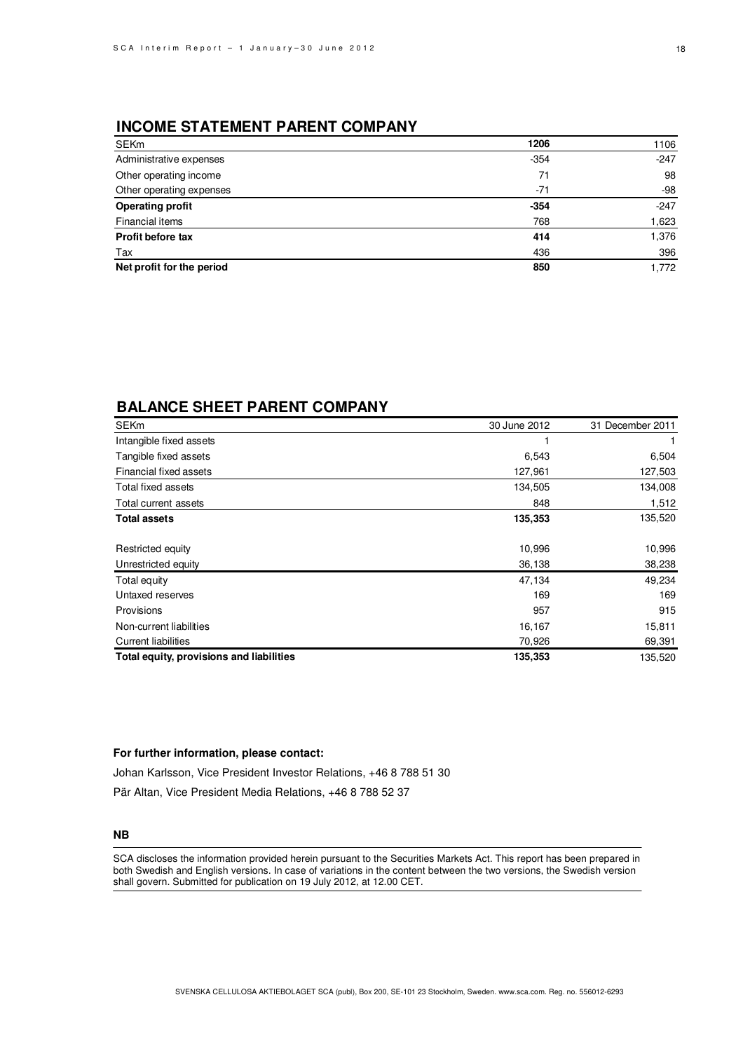## INCOME STATEMENT PARENT COMPANY

| SEKm | **1206** | 1106 |
|---|---|---|
| Administrative expenses | -354 | -247 |
| Other operating income | 71 | 98 |
| Other operating expenses | -71 | -98 |
| **Operating profit** | **-354** | -247 |
| Financial items | 768 | 1,623 |
| **Profit before tax** | **414** | 1,376 |
| Tax | 436 | 396 |
| **Net profit for the period** | **850** | 1,772 |

## BALANCE SHEET PARENT COMPANY

| SEKm | 30 June 2012 | 31 December 2011 |
|---|---|---|
| Intangible fixed assets | 1 | 1 |
| Tangible fixed assets | 6,543 | 6,504 |
| Financial fixed assets | 127,961 | 127,503 |
| Total fixed assets | 134,505 | 134,008 |
| Total current assets | 848 | 1,512 |
| **Total assets** | **135,353** | 135,520 |
| | | |
| Restricted equity | 10,996 | 10,996 |
| Unrestricted equity | 36,138 | 38,238 |
| Total equity | 47,134 | 49,234 |
| Untaxed reserves | 169 | 169 |
| Provisions | 957 | 915 |
| Non-current liabilities | 16,167 | 15,811 |
| Current liabilities | 70,926 | 69,391 |
| **Total equity, provisions and liabilities** | **135,353** | 135,520 |

**For further information, please contact:**

Johan Karlsson, Vice President Investor Relations, +46 8 788 51 30

Pär Altan, Vice President Media Relations, +46 8 788 52 37

**NB**

SCA discloses the information provided herein pursuant to the Securities Markets Act. This report has been prepared in both Swedish and English versions. In case of variations in the content between the two versions, the Swedish version shall govern. Submitted for publication on 19 July 2012, at 12.00 CET.

SVENSKA CELLULOSA AKTIEBOLAGET SCA (publ), Box 200, SE-101 23 Stockholm, Sweden. www.sca.com. Reg. no. 556012-6293